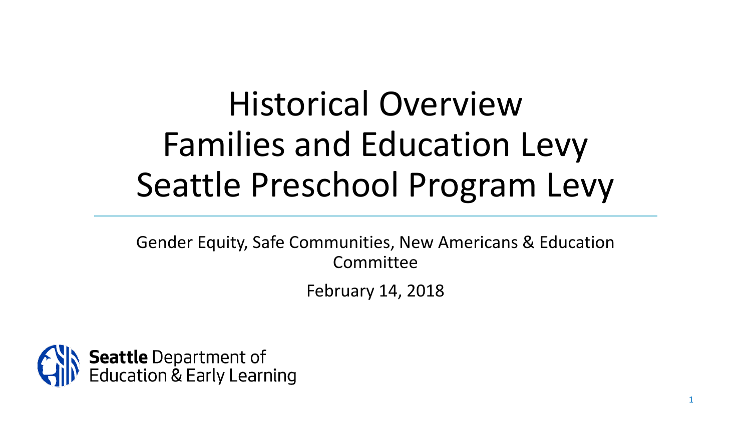# Historical Overview
# Families and Education Levy
# Seattle Preschool Program Levy

Gender Equity, Safe Communities, New Americans & Education Committee

February 14, 2018

**Seattle** Department of Education & Early Learning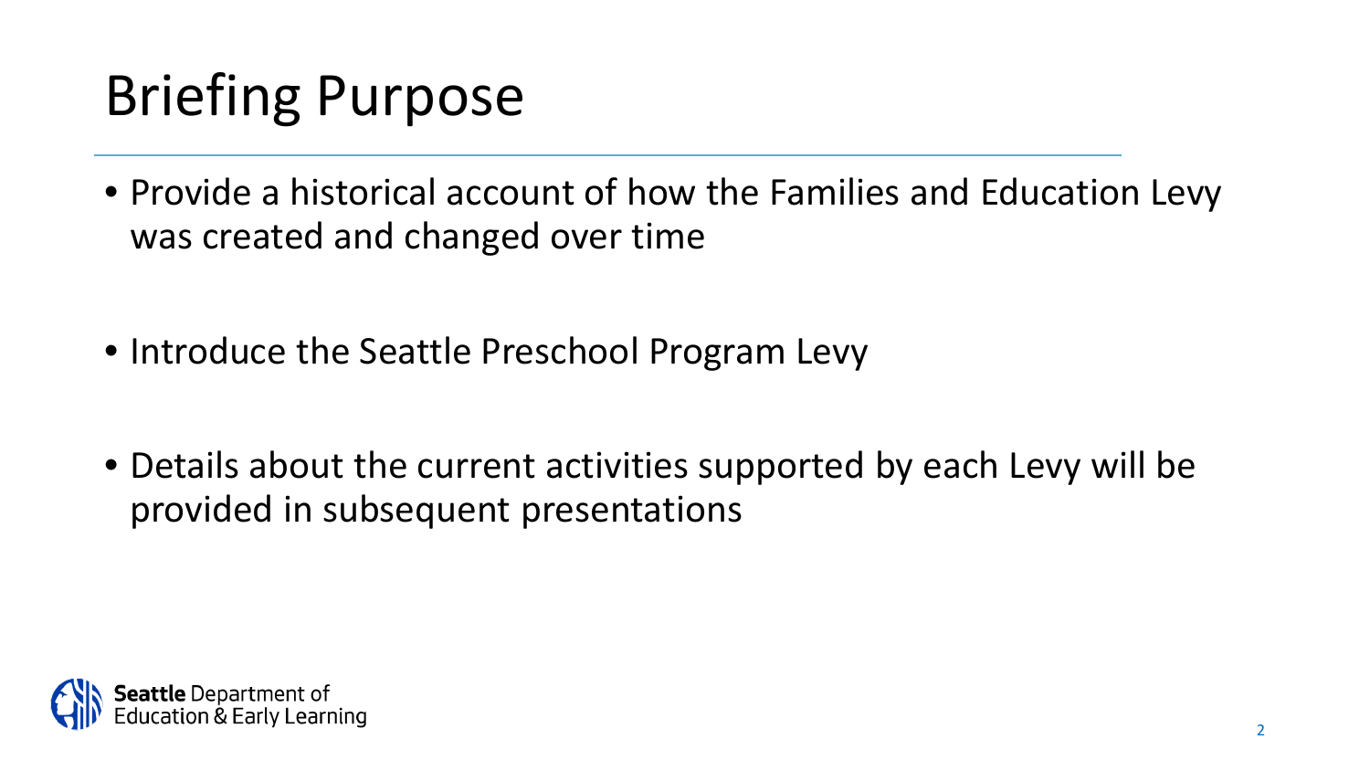# Briefing Purpose

- Provide a historical account of how the Families and Education Levy was created and changed over time
- Introduce the Seattle Preschool Program Levy
- Details about the current activities supported by each Levy will be provided in subsequent presentations

**Seattle** Department of Education & Early Learning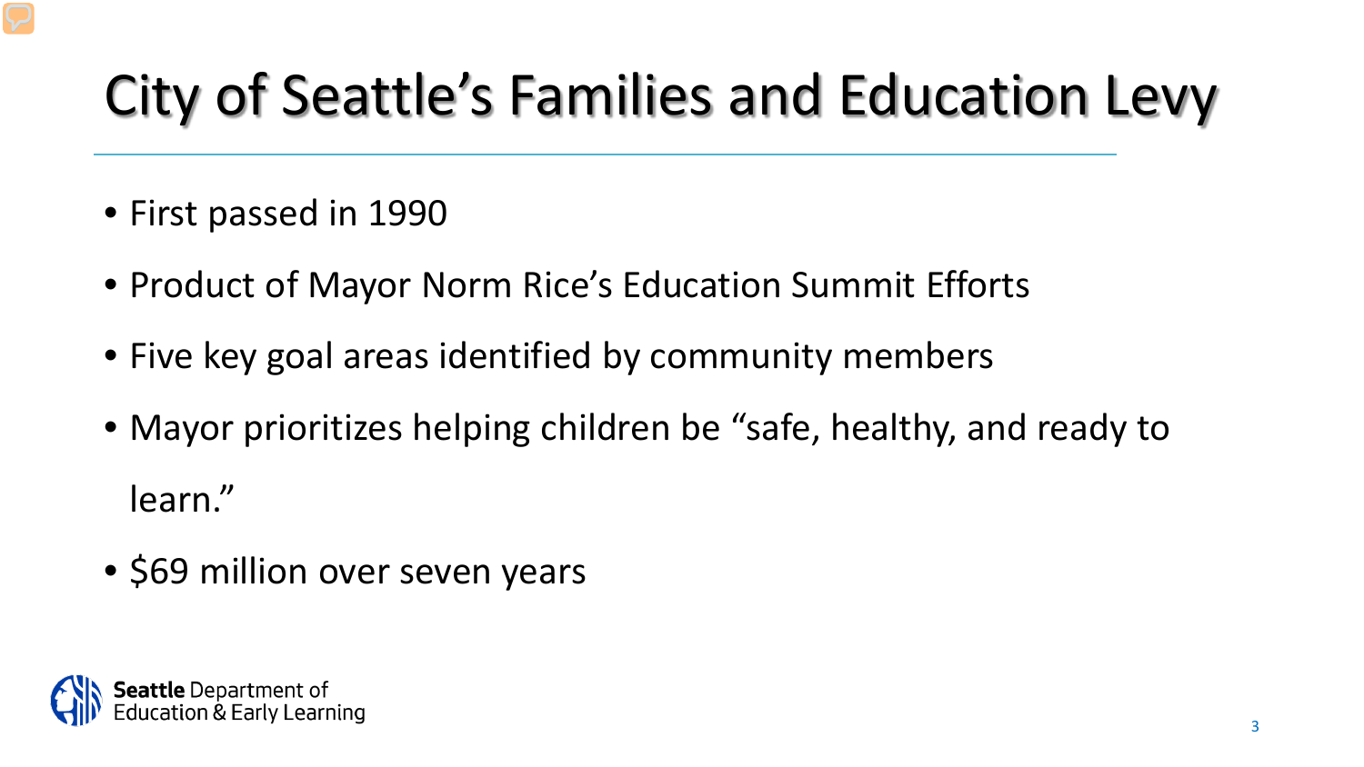# City of Seattle's Families and Education Levy

- First passed in 1990
- Product of Mayor Norm Rice's Education Summit Efforts
- Five key goal areas identified by community members
- Mayor prioritizes helping children be "safe, healthy, and ready to learn."
- $69 million over seven years

**Seattle** Department of Education & Early Learning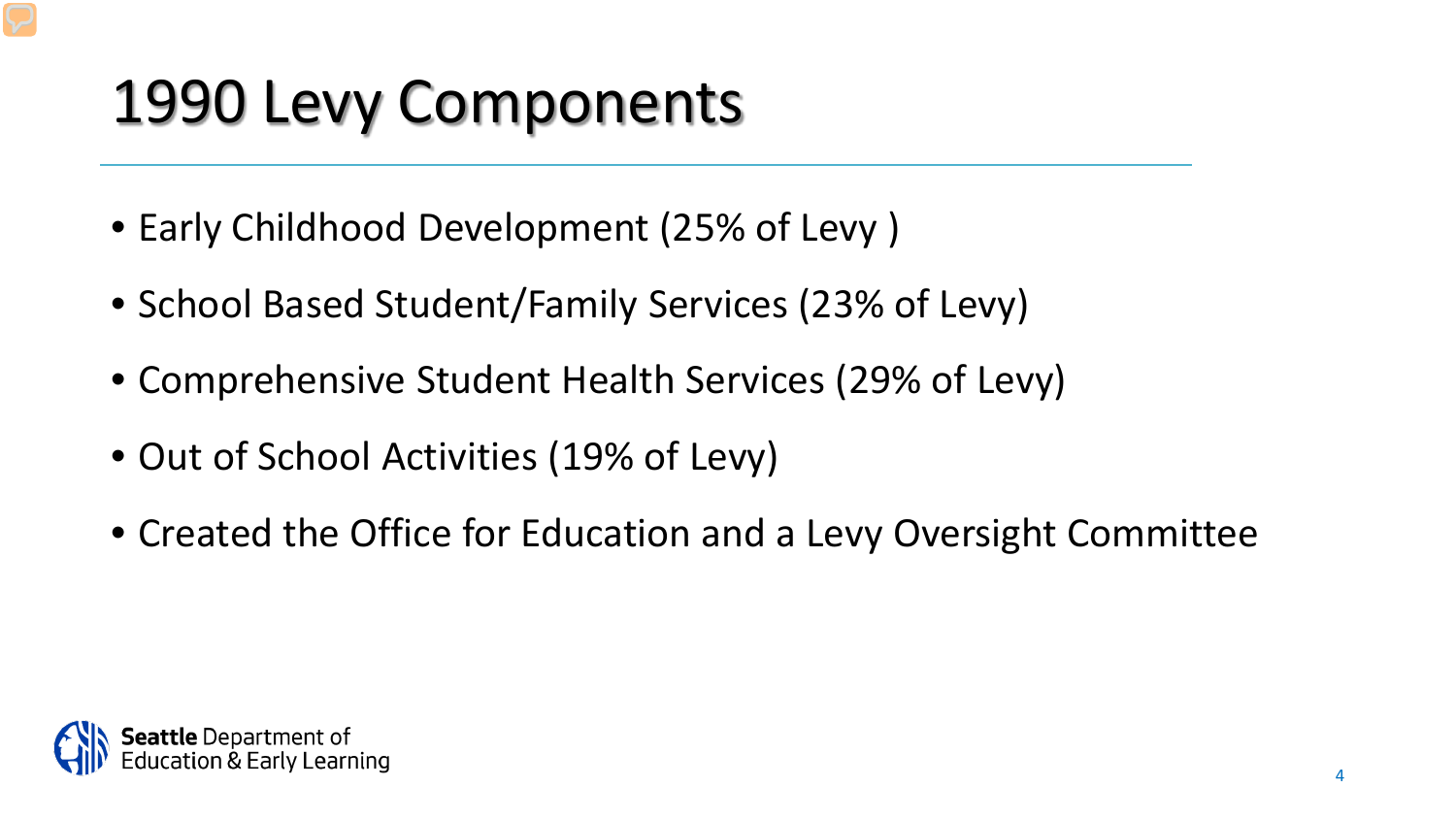# 1990 Levy Components

- Early Childhood Development (25% of Levy )
- School Based Student/Family Services (23% of Levy)
- Comprehensive Student Health Services (29% of Levy)
- Out of School Activities (19% of Levy)
- Created the Office for Education and a Levy Oversight Committee

**Seattle** Department of Education & Early Learning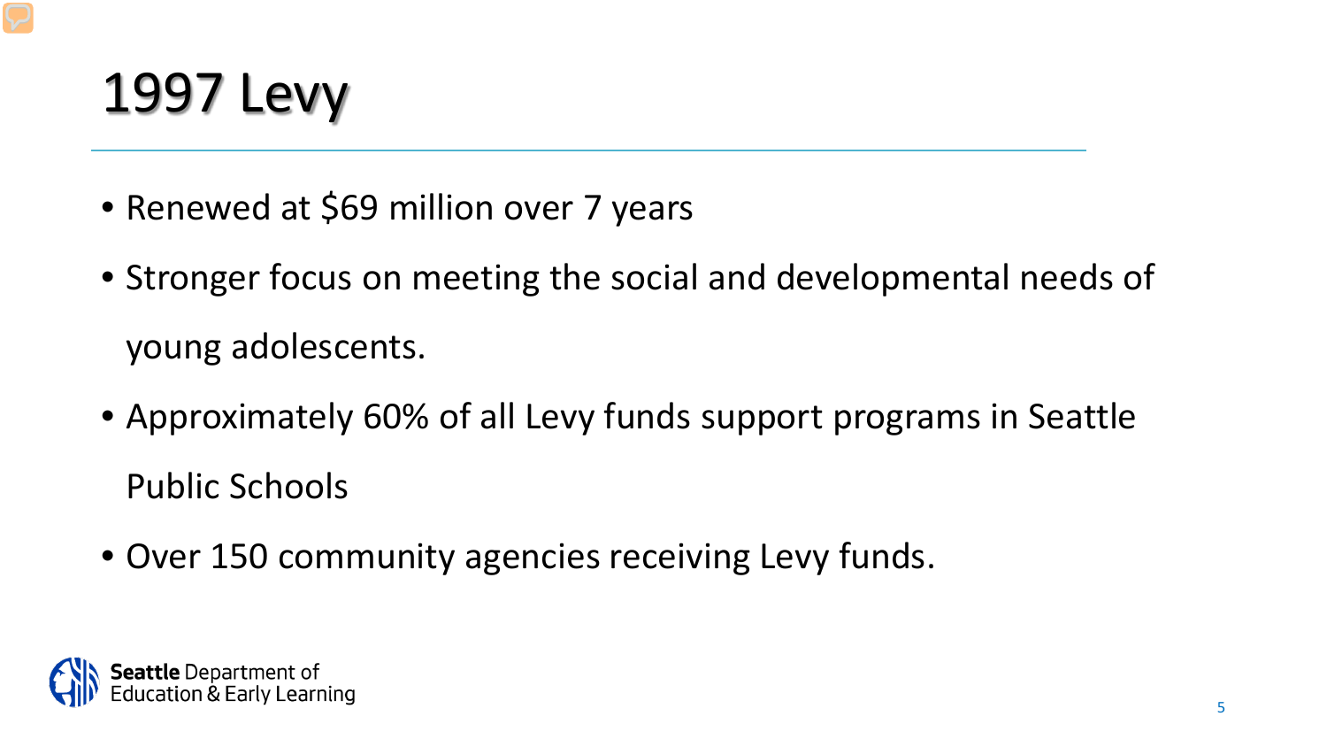# 1997 Levy

- Renewed at $69 million over 7 years
- Stronger focus on meeting the social and developmental needs of young adolescents.
- Approximately 60% of all Levy funds support programs in Seattle Public Schools
- Over 150 community agencies receiving Levy funds.

**Seattle** Department of Education & Early Learning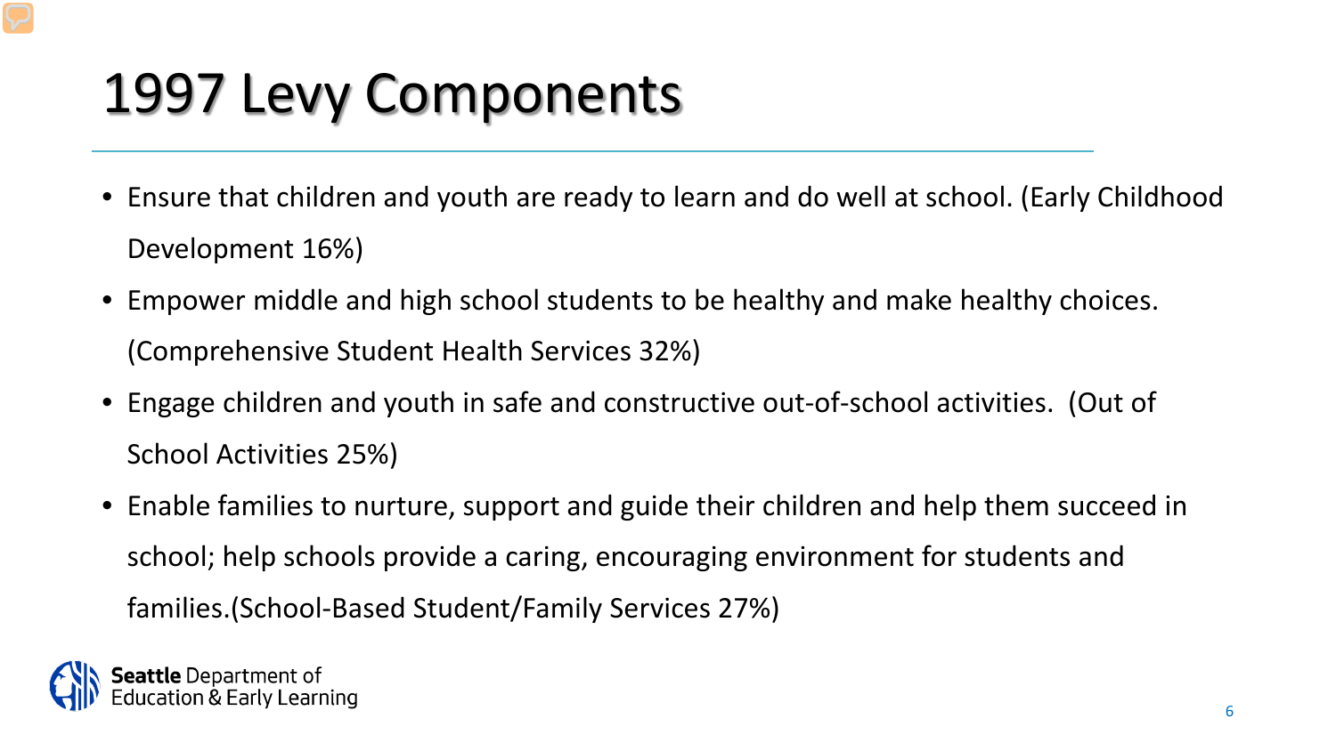# 1997 Levy Components

- Ensure that children and youth are ready to learn and do well at school. (Early Childhood Development 16%)
- Empower middle and high school students to be healthy and make healthy choices. (Comprehensive Student Health Services 32%)
- Engage children and youth in safe and constructive out-of-school activities. (Out of School Activities 25%)
- Enable families to nurture, support and guide their children and help them succeed in school; help schools provide a caring, encouraging environment for students and families.(School-Based Student/Family Services 27%)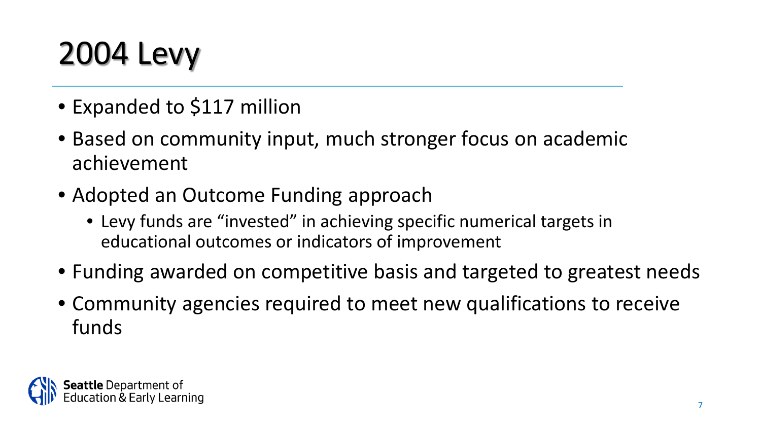# 2004 Levy

- Expanded to $117 million
- Based on community input, much stronger focus on academic achievement
- Adopted an Outcome Funding approach
  - Levy funds are "invested" in achieving specific numerical targets in educational outcomes or indicators of improvement
- Funding awarded on competitive basis and targeted to greatest needs
- Community agencies required to meet new qualifications to receive funds

**Seattle** Department of Education & Early Learning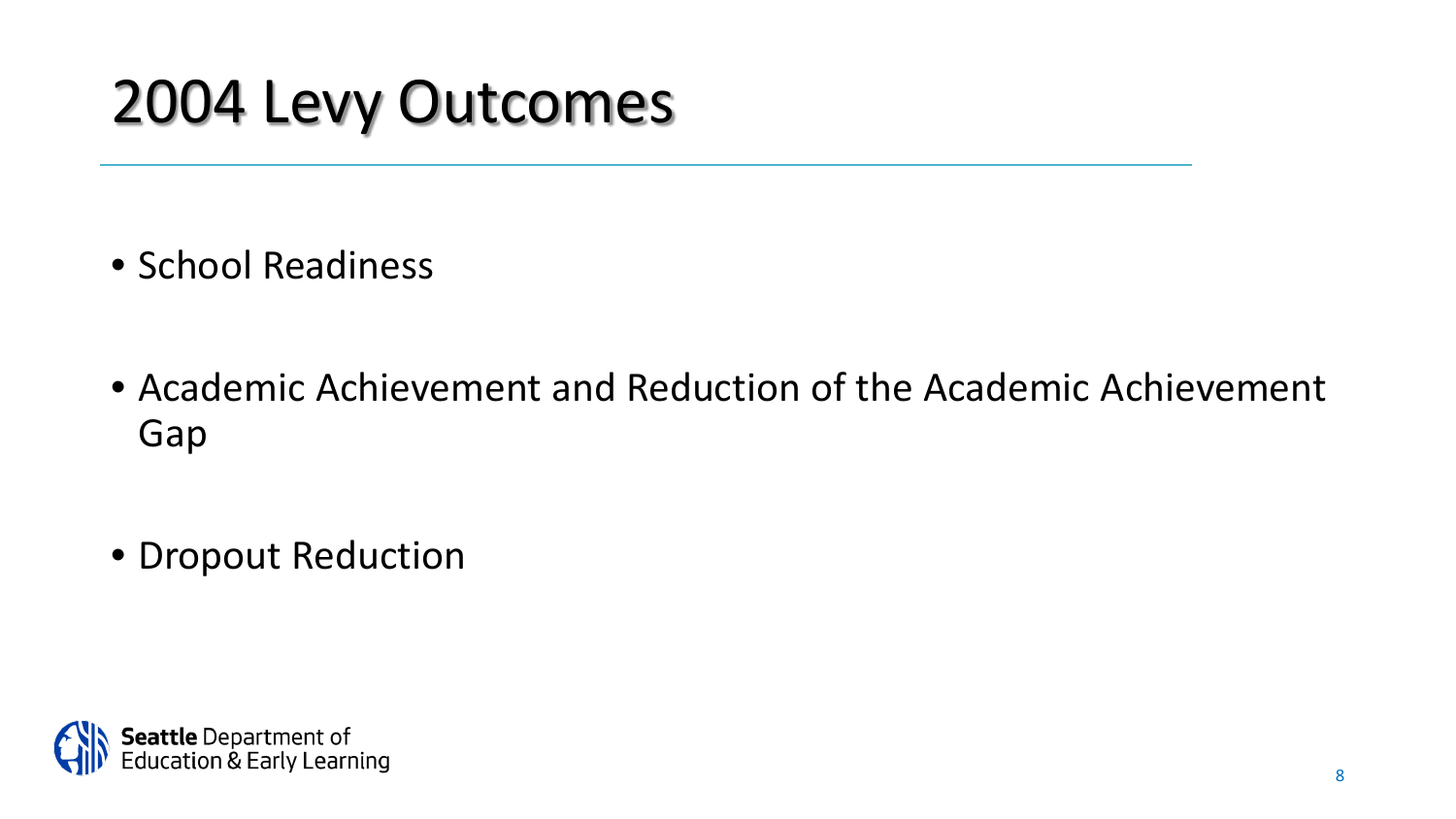# 2004 Levy Outcomes

- School Readiness
- Academic Achievement and Reduction of the Academic Achievement Gap
- Dropout Reduction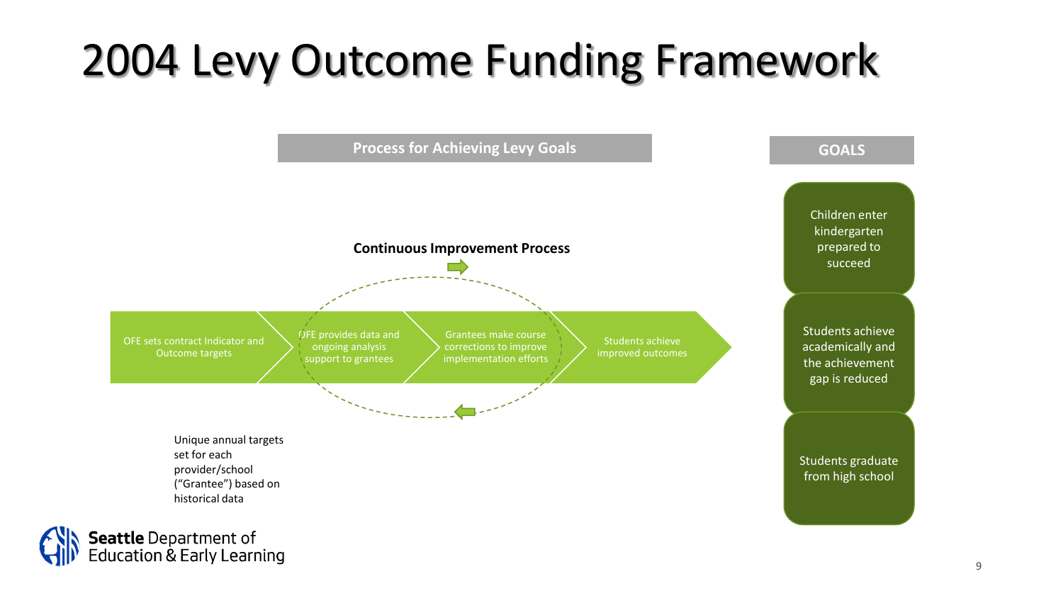# 2004 Levy Outcome Funding Framework

**Process for Achieving Levy Goals**

**Continuous Improvement Process**

OFE sets contract Indicator and Outcome targets → OFE provides data and ongoing analysis support to grantees → Grantees make course corrections to improve implementation efforts → Students achieve improved outcomes

Unique annual targets set for each provider/school ("Grantee") based on historical data

**GOALS**

- Children enter kindergarten prepared to succeed
- Students achieve academically and the achievement gap is reduced
- Students graduate from high school

**Seattle** Department of Education & Early Learning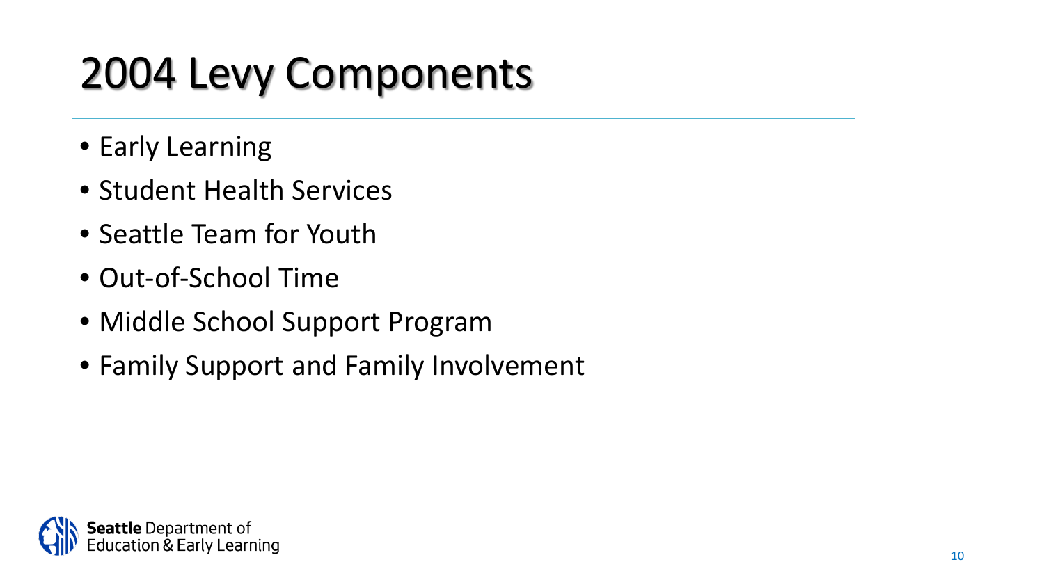# 2004 Levy Components

- Early Learning
- Student Health Services
- Seattle Team for Youth
- Out-of-School Time
- Middle School Support Program
- Family Support and Family Involvement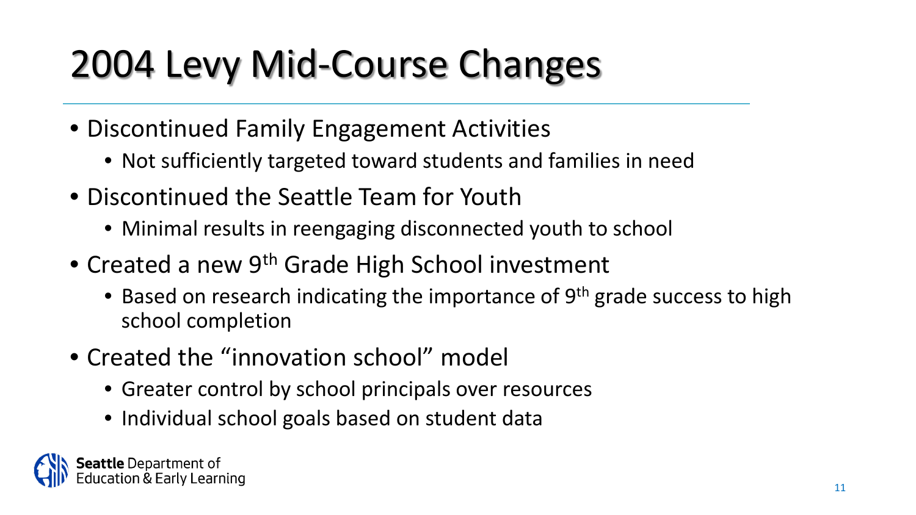# 2004 Levy Mid-Course Changes

- Discontinued Family Engagement Activities
  - Not sufficiently targeted toward students and families in need
- Discontinued the Seattle Team for Youth
  - Minimal results in reengaging disconnected youth to school
- Created a new 9$^{th}$ Grade High School investment
  - Based on research indicating the importance of 9$^{th}$ grade success to high school completion
- Created the "innovation school" model
  - Greater control by school principals over resources
  - Individual school goals based on student data

**Seattle** Department of Education & Early Learning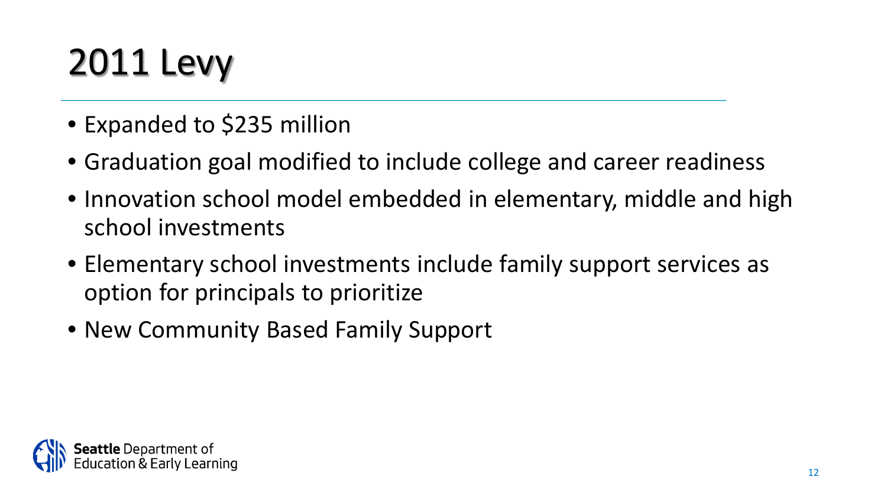# 2011 Levy

- Expanded to $235 million
- Graduation goal modified to include college and career readiness
- Innovation school model embedded in elementary, middle and high school investments
- Elementary school investments include family support services as option for principals to prioritize
- New Community Based Family Support

**Seattle** Department of Education & Early Learning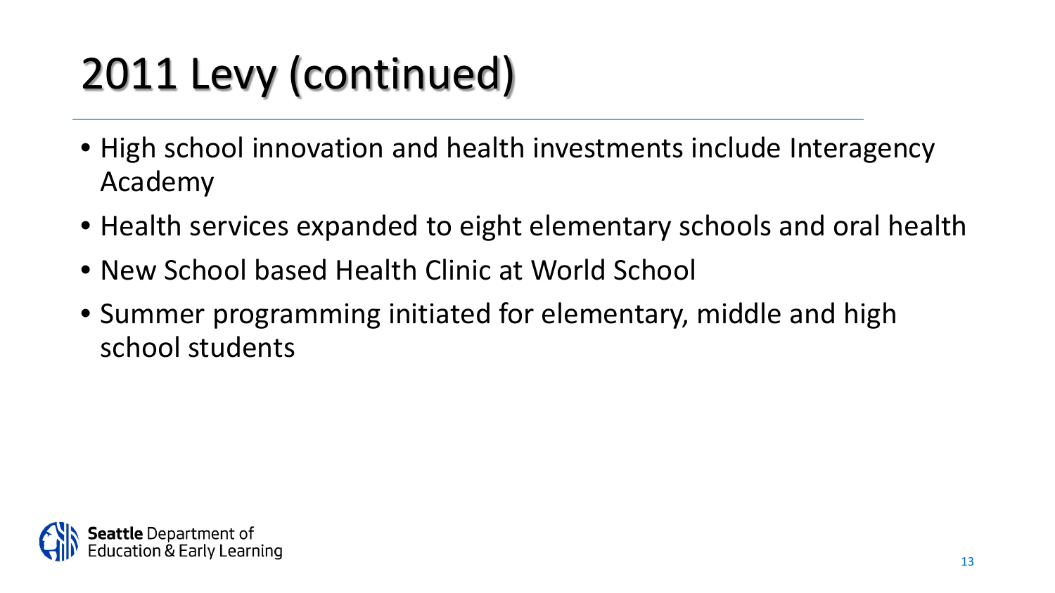# 2011 Levy (continued)

- High school innovation and health investments include Interagency Academy
- Health services expanded to eight elementary schools and oral health
- New School based Health Clinic at World School
- Summer programming initiated for elementary, middle and high school students

**Seattle** Department of Education & Early Learning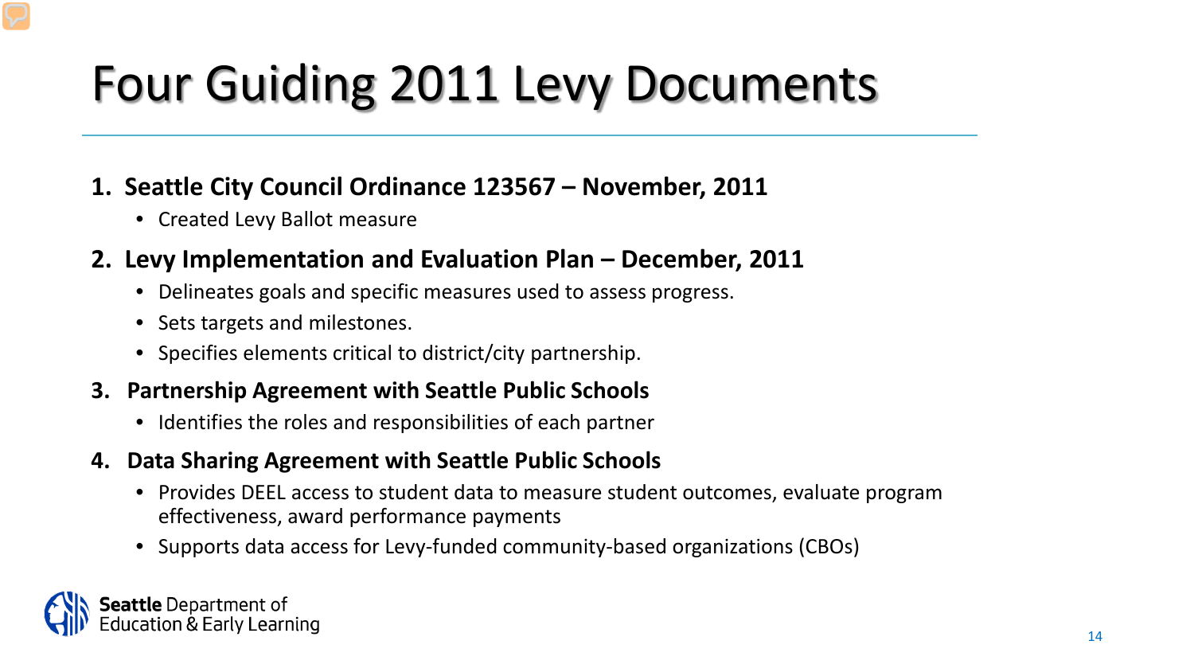# Four Guiding 2011 Levy Documents

1. **Seattle City Council Ordinance 123567 – November, 2011**
   - Created Levy Ballot measure
2. **Levy Implementation and Evaluation Plan – December, 2011**
   - Delineates goals and specific measures used to assess progress.
   - Sets targets and milestones.
   - Specifies elements critical to district/city partnership.
3. **Partnership Agreement with Seattle Public Schools**
   - Identifies the roles and responsibilities of each partner
4. **Data Sharing Agreement with Seattle Public Schools**
   - Provides DEEL access to student data to measure student outcomes, evaluate program effectiveness, award performance payments
   - Supports data access for Levy-funded community-based organizations (CBOs)

**Seattle** Department of Education & Early Learning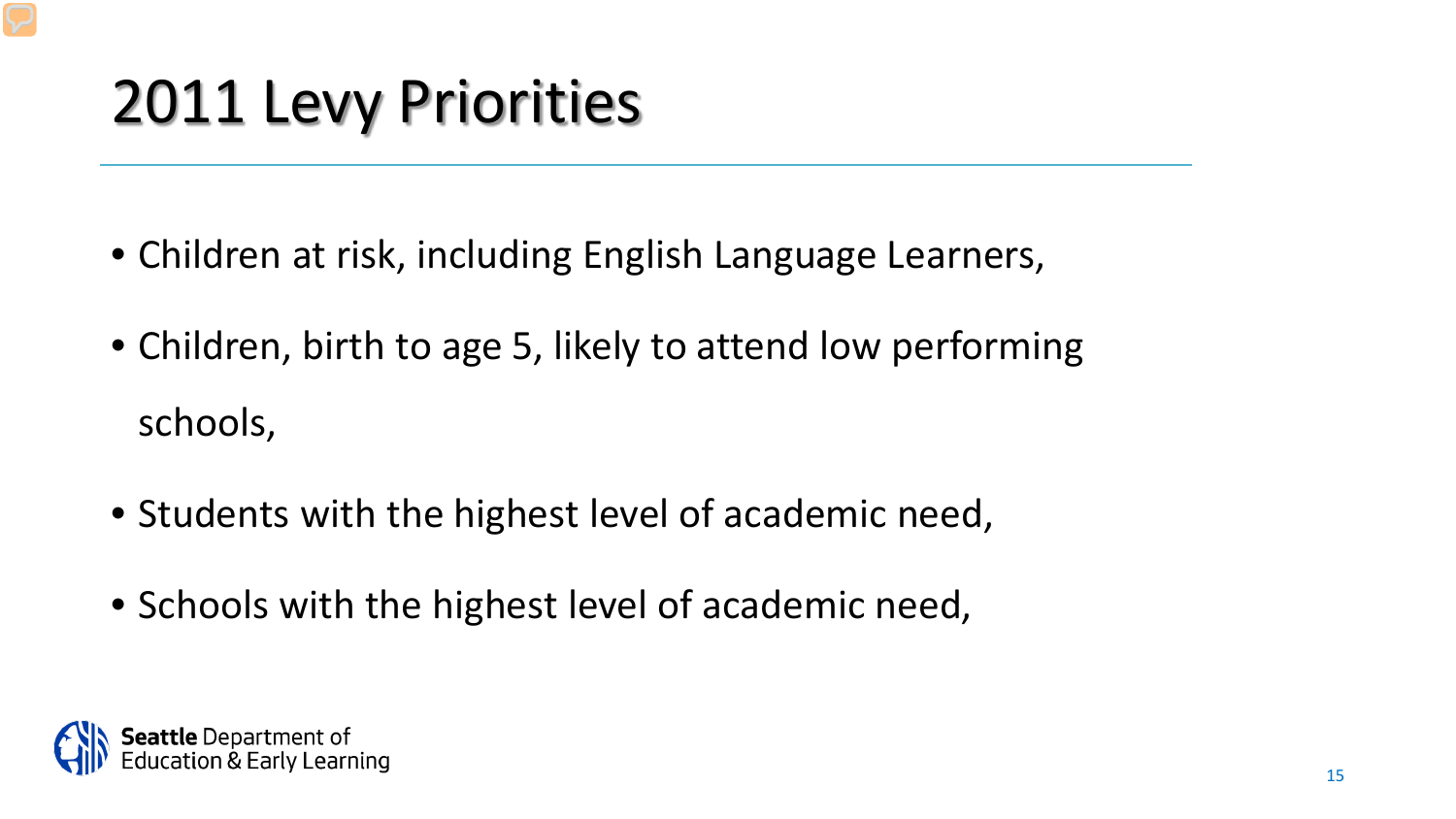# 2011 Levy Priorities

- Children at risk, including English Language Learners,
- Children, birth to age 5, likely to attend low performing schools,
- Students with the highest level of academic need,
- Schools with the highest level of academic need,

**Seattle** Department of Education & Early Learning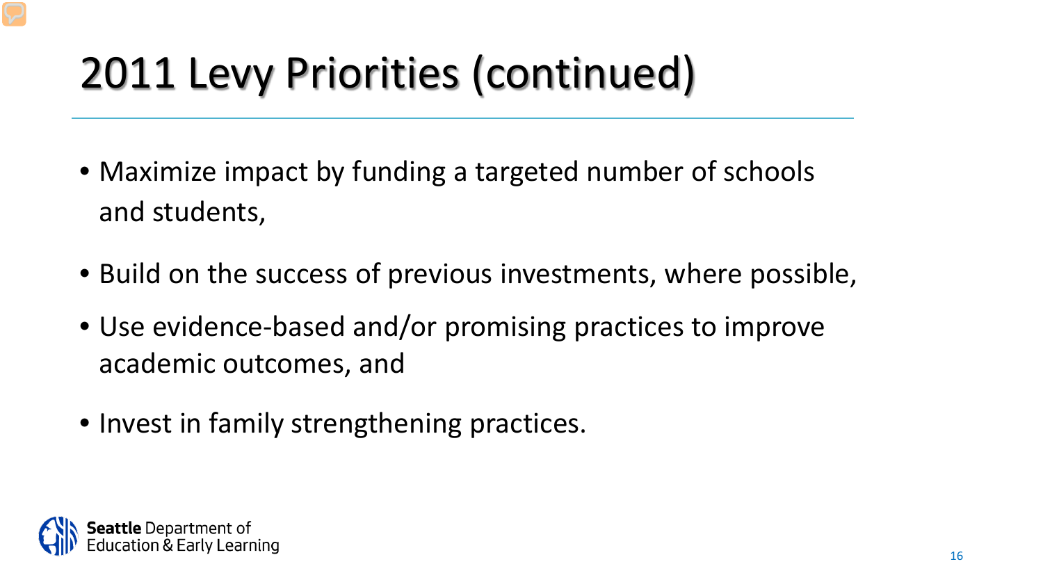# 2011 Levy Priorities (continued)

- Maximize impact by funding a targeted number of schools and students,
- Build on the success of previous investments, where possible,
- Use evidence-based and/or promising practices to improve academic outcomes, and
- Invest in family strengthening practices.

**Seattle** Department of Education & Early Learning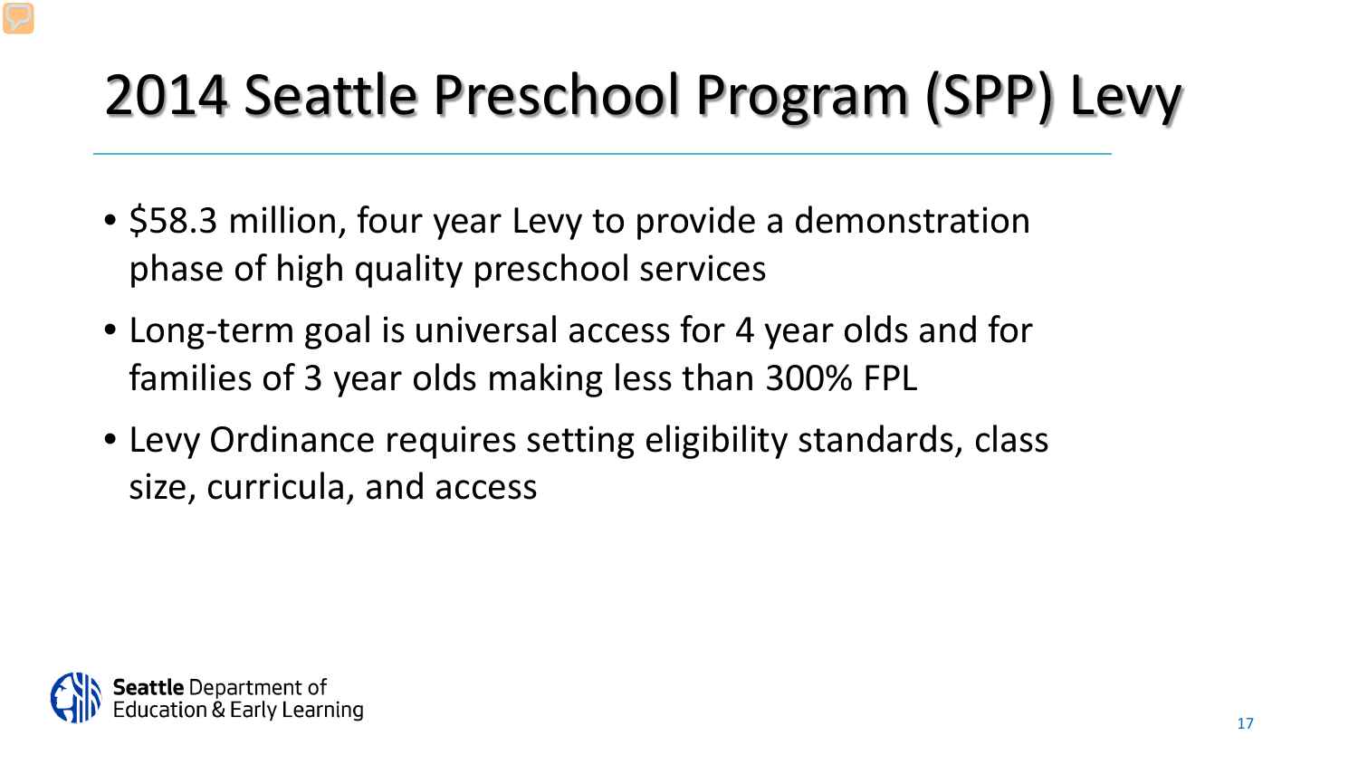# 2014 Seattle Preschool Program (SPP) Levy

- $58.3 million, four year Levy to provide a demonstration phase of high quality preschool services
- Long-term goal is universal access for 4 year olds and for families of 3 year olds making less than 300% FPL
- Levy Ordinance requires setting eligibility standards, class size, curricula, and access

**Seattle** Department of Education & Early Learning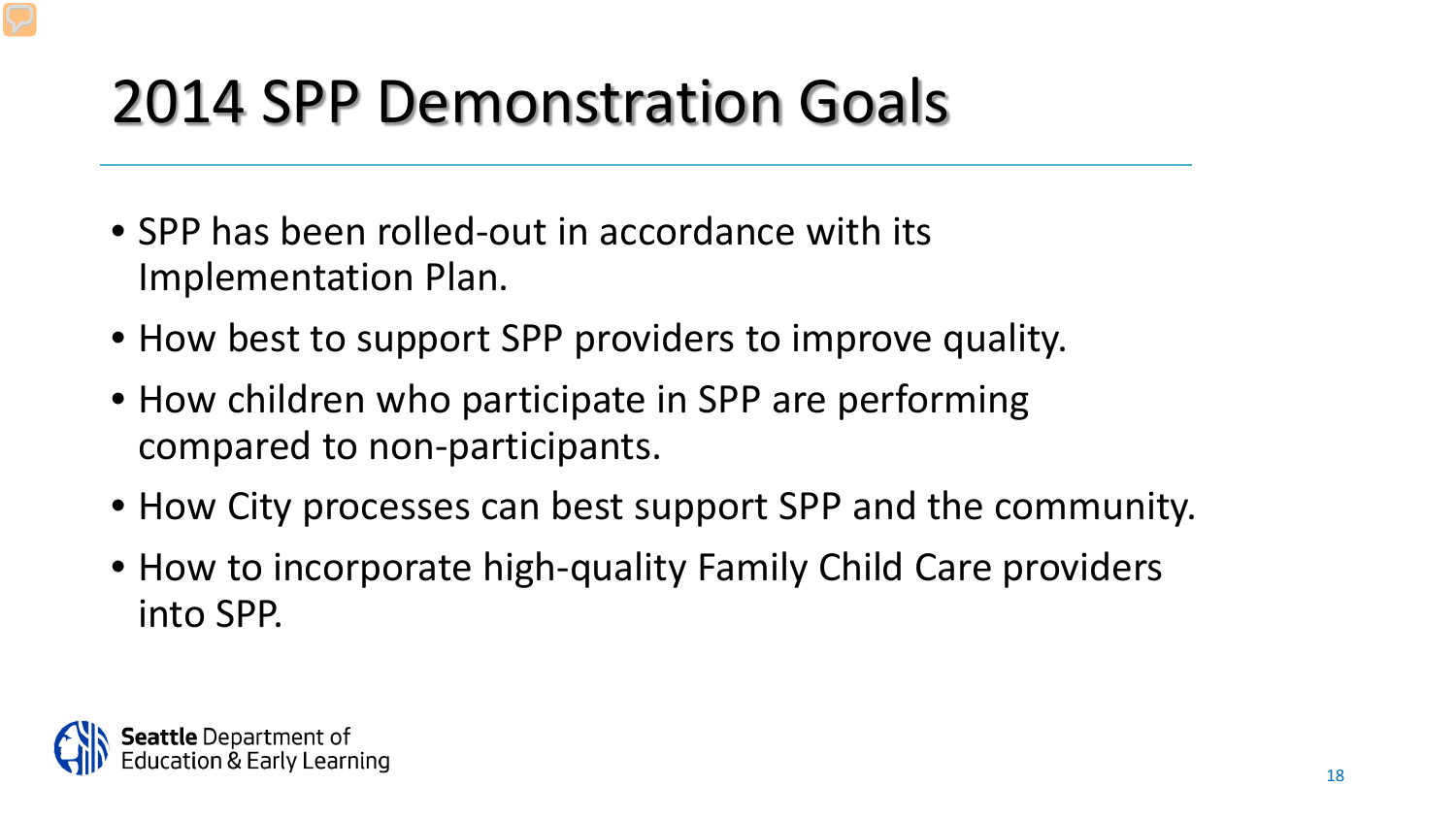# 2014 SPP Demonstration Goals

- SPP has been rolled-out in accordance with its Implementation Plan.
- How best to support SPP providers to improve quality.
- How children who participate in SPP are performing compared to non-participants.
- How City processes can best support SPP and the community.
- How to incorporate high-quality Family Child Care providers into SPP.

**Seattle** Department of Education & Early Learning